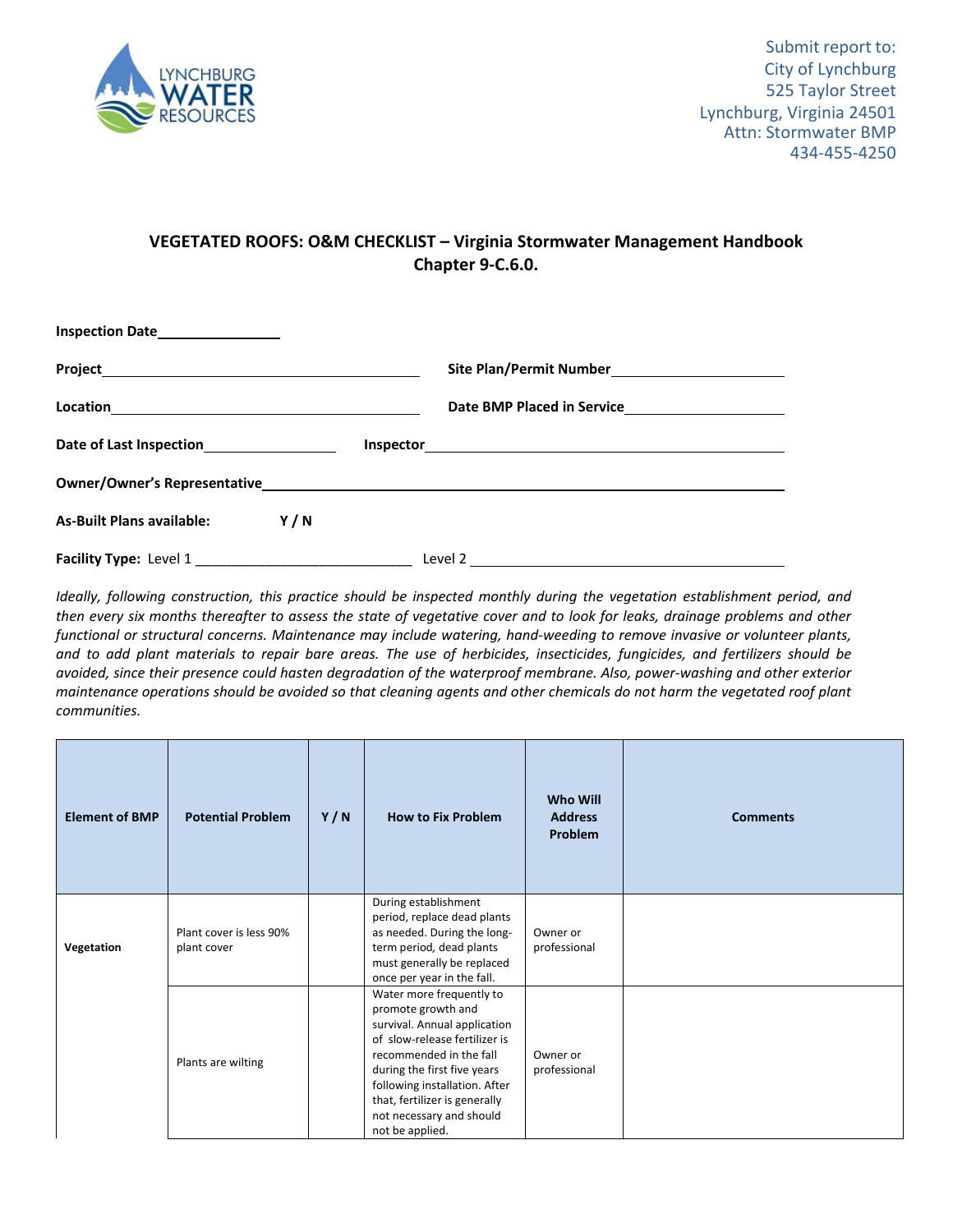Submit report to:
City of Lynchburg
525 Taylor Street
Lynchburg, Virginia 24501
Attn: Stormwater BMP
434-455-4250

## VEGETATED ROOFS: O&M CHECKLIST – Virginia Stormwater Management Handbook Chapter 9-C.6.0.

**Inspection Date**\_\_\_\_\_\_\_\_\_\_\_\_\_\_\_\_

**Project**\_\_\_\_\_\_\_\_\_\_\_\_\_\_\_\_\_\_\_\_\_\_\_\_\_\_\_\_\_\_\_\_\_\_\_\_\_\_\_\_ **Site Plan/Permit Number**\_\_\_\_\_\_\_\_\_\_\_\_\_\_\_\_\_\_\_\_

**Location**\_\_\_\_\_\_\_\_\_\_\_\_\_\_\_\_\_\_\_\_\_\_\_\_\_\_\_\_\_\_\_\_\_\_\_\_\_\_\_\_ **Date BMP Placed in Service**\_\_\_\_\_\_\_\_\_\_\_\_\_\_\_\_\_\_\_\_

**Date of Last Inspection**\_\_\_\_\_\_\_\_\_\_\_\_\_\_\_\_ **Inspector**\_\_\_\_\_\_\_\_\_\_\_\_\_\_\_\_\_\_\_\_\_\_\_\_\_\_\_\_\_\_\_\_\_\_\_\_\_\_\_\_

**Owner/Owner's Representative**\_\_\_\_\_\_\_\_\_\_\_\_\_\_\_\_\_\_\_\_\_\_\_\_\_\_\_\_\_\_\_\_\_\_\_\_\_\_\_\_\_\_\_\_\_\_\_\_\_\_\_\_\_\_\_\_\_\_

**As-Built Plans available: Y / N**

**Facility Type:** Level 1 \_\_\_\_\_\_\_\_\_\_\_\_\_\_\_\_\_\_\_\_\_\_\_\_\_\_\_ Level 2 \_\_\_\_\_\_\_\_\_\_\_\_\_\_\_\_\_\_\_\_\_\_\_\_\_\_\_\_\_\_\_\_\_\_\_\_\_\_\_\_

*Ideally, following construction, this practice should be inspected monthly during the vegetation establishment period, and then every six months thereafter to assess the state of vegetative cover and to look for leaks, drainage problems and other functional or structural concerns. Maintenance may include watering, hand-weeding to remove invasive or volunteer plants, and to add plant materials to repair bare areas. The use of herbicides, insecticides, fungicides, and fertilizers should be avoided, since their presence could hasten degradation of the waterproof membrane. Also, power-washing and other exterior maintenance operations should be avoided so that cleaning agents and other chemicals do not harm the vegetated roof plant communities.*

| Element of BMP | Potential Problem | Y / N | How to Fix Problem | Who Will Address Problem | Comments |
|---|---|---|---|---|---|
| **Vegetation** | Plant cover is less 90% plant cover | | During establishment period, replace dead plants as needed. During the long-term period, dead plants must generally be replaced once per year in the fall. | Owner or professional | |
| | Plants are wilting | | Water more frequently to promote growth and survival. Annual application of slow-release fertilizer is recommended in the fall during the first five years following installation. After that, fertilizer is generally not necessary and should not be applied. | Owner or professional | |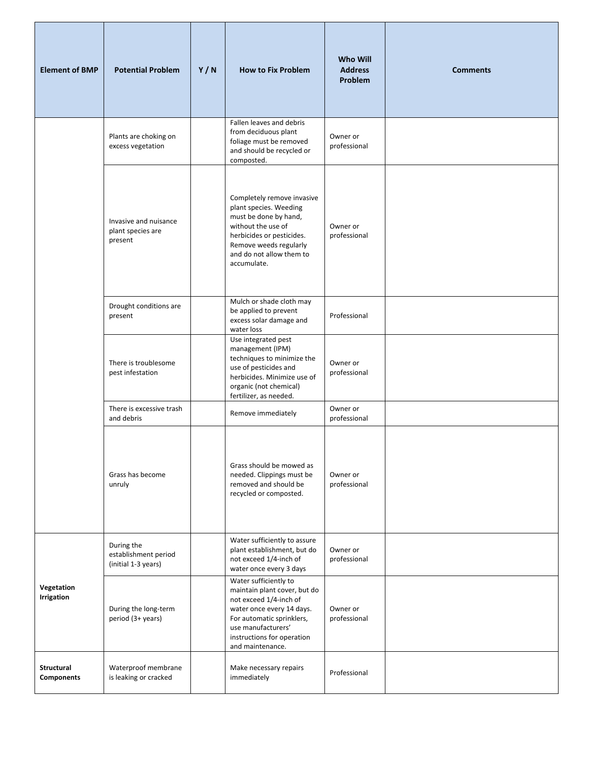| Element of BMP | Potential Problem | Y / N | How to Fix Problem | Who Will Address Problem | Comments |
|---|---|---|---|---|---|
| | Plants are choking on excess vegetation | | Fallen leaves and debris from deciduous plant foliage must be removed and should be recycled or composted. | Owner or professional | |
| | Invasive and nuisance plant species are present | | Completely remove invasive plant species. Weeding must be done by hand, without the use of herbicides or pesticides. Remove weeds regularly and do not allow them to accumulate. | Owner or professional | |
| | Drought conditions are present | | Mulch or shade cloth may be applied to prevent excess solar damage and water loss | Professional | |
| | There is troublesome pest infestation | | Use integrated pest management (IPM) techniques to minimize the use of pesticides and herbicides. Minimize use of organic (not chemical) fertilizer, as needed. | Owner or professional | |
| | There is excessive trash and debris | | Remove immediately | Owner or professional | |
| | Grass has become unruly | | Grass should be mowed as needed. Clippings must be removed and should be recycled or composted. | Owner or professional | |
| **Vegetation Irrigation** | During the establishment period (initial 1-3 years) | | Water sufficiently to assure plant establishment, but do not exceed 1/4-inch of water once every 3 days | Owner or professional | |
| | During the long-term period (3+ years) | | Water sufficiently to maintain plant cover, but do not exceed 1/4-inch of water once every 14 days. For automatic sprinklers, use manufacturers' instructions for operation and maintenance. | Owner or professional | |
| **Structural Components** | Waterproof membrane is leaking or cracked | | Make necessary repairs immediately | Professional | |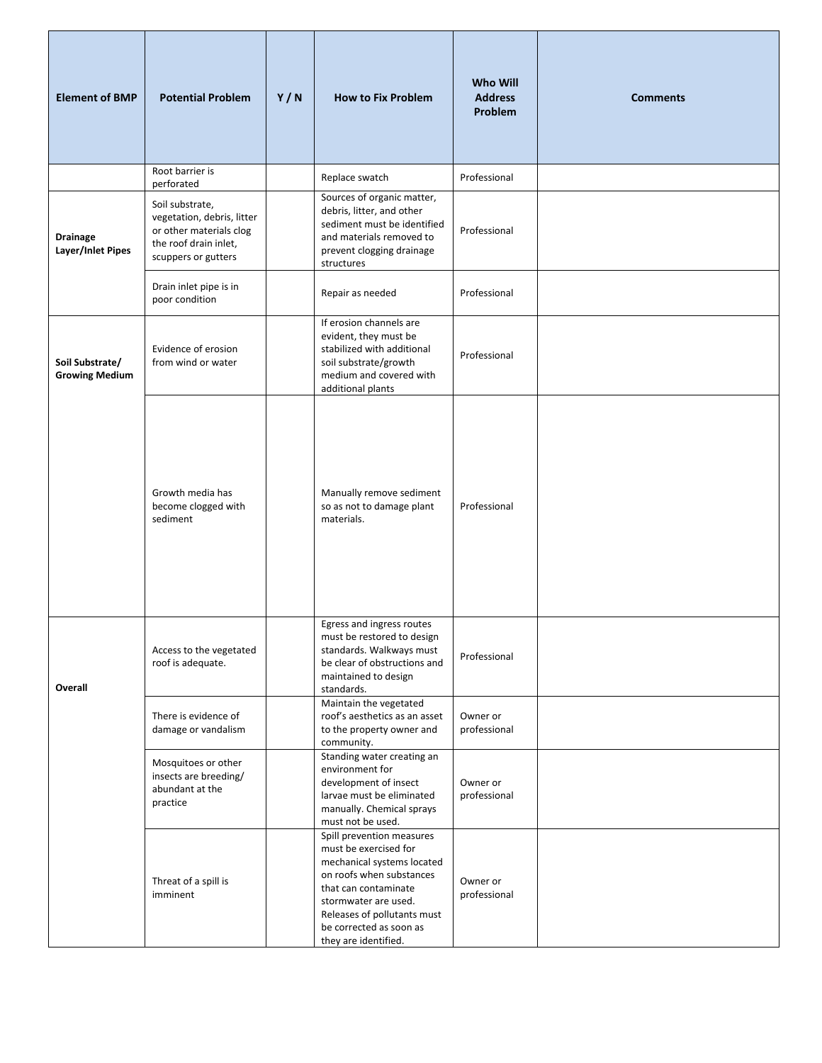| Element of BMP | Potential Problem | Y / N | How to Fix Problem | Who Will Address Problem | Comments |
|---|---|---|---|---|---|
| | Root barrier is perforated | | Replace swatch | Professional | |
| Drainage Layer/Inlet Pipes | Soil substrate, vegetation, debris, litter or other materials clog the roof drain inlet, scuppers or gutters | | Sources of organic matter, debris, litter, and other sediment must be identified and materials removed to prevent clogging drainage structures | Professional | |
| | Drain inlet pipe is in poor condition | | Repair as needed | Professional | |
| Soil Substrate/ Growing Medium | Evidence of erosion from wind or water | | If erosion channels are evident, they must be stabilized with additional soil substrate/growth medium and covered with additional plants | Professional | |
| | Growth media has become clogged with sediment | | Manually remove sediment so as not to damage plant materials. | Professional | |
| Overall | Access to the vegetated roof is adequate. | | Egress and ingress routes must be restored to design standards. Walkways must be clear of obstructions and maintained to design standards. | Professional | |
| | There is evidence of damage or vandalism | | Maintain the vegetated roof's aesthetics as an asset to the property owner and community. | Owner or professional | |
| | Mosquitoes or other insects are breeding/ abundant at the practice | | Standing water creating an environment for development of insect larvae must be eliminated manually. Chemical sprays must not be used. | Owner or professional | |
| | Threat of a spill is imminent | | Spill prevention measures must be exercised for mechanical systems located on roofs when substances that can contaminate stormwater are used. Releases of pollutants must be corrected as soon as they are identified. | Owner or professional | |